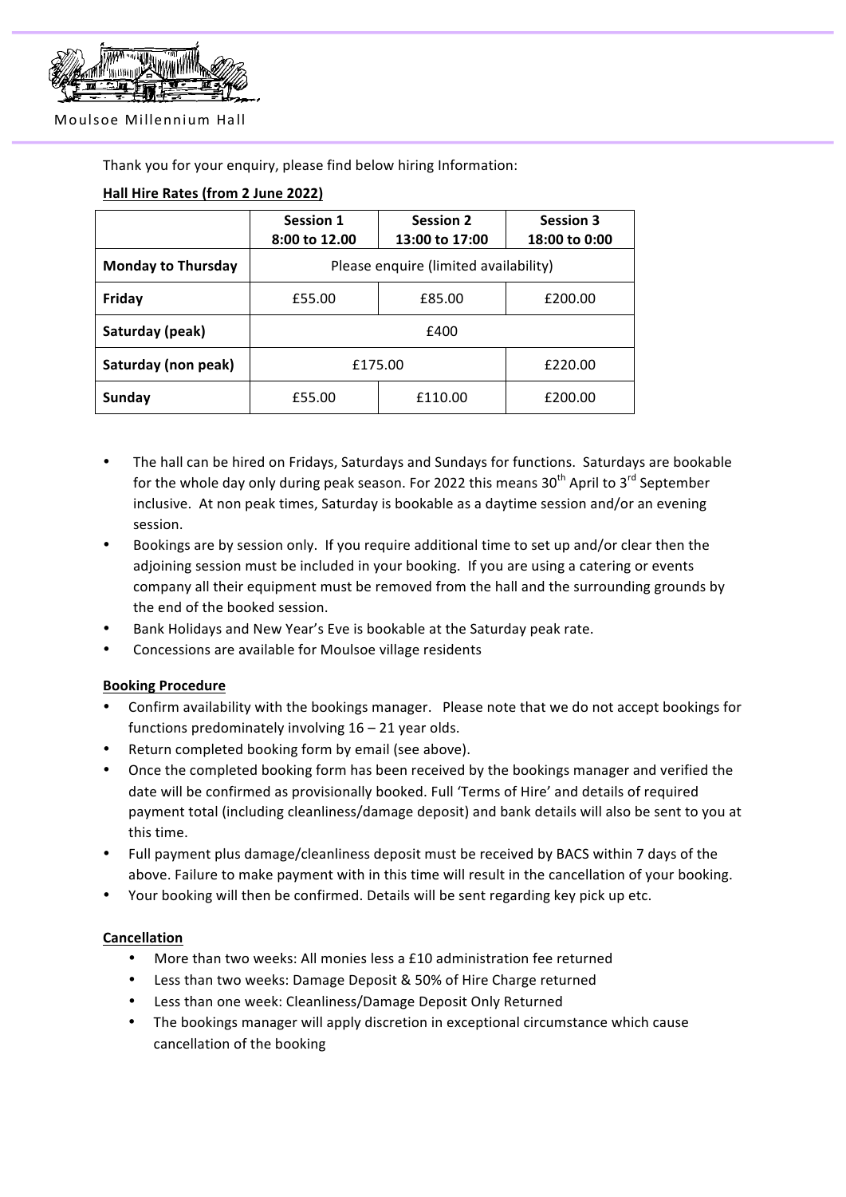Moulsoe Millennium Hall

Thank you for your enquiry, please find below hiring Information:

**Hall Hire Rates (from 2 June 2022)**

| | Session 1 8:00 to 12.00 | Session 2 13:00 to 17:00 | Session 3 18:00 to 0:00 |
|---|---|---|---|
| **Monday to Thursday** | Please enquire (limited availability) | | |
| **Friday** | £55.00 | £85.00 | £200.00 |
| **Saturday (peak)** | £400 | | |
| **Saturday (non peak)** | £175.00 | | £220.00 |
| **Sunday** | £55.00 | £110.00 | £200.00 |

- The hall can be hired on Fridays, Saturdays and Sundays for functions. Saturdays are bookable for the whole day only during peak season. For 2022 this means 30th April to 3rd September inclusive. At non peak times, Saturday is bookable as a daytime session and/or an evening session.
- Bookings are by session only. If you require additional time to set up and/or clear then the adjoining session must be included in your booking. If you are using a catering or events company all their equipment must be removed from the hall and the surrounding grounds by the end of the booked session.
- Bank Holidays and New Year's Eve is bookable at the Saturday peak rate.
- Concessions are available for Moulsoe village residents

**Booking Procedure**

- Confirm availability with the bookings manager. Please note that we do not accept bookings for functions predominately involving 16 – 21 year olds.
- Return completed booking form by email (see above).
- Once the completed booking form has been received by the bookings manager and verified the date will be confirmed as provisionally booked. Full 'Terms of Hire' and details of required payment total (including cleanliness/damage deposit) and bank details will also be sent to you at this time.
- Full payment plus damage/cleanliness deposit must be received by BACS within 7 days of the above. Failure to make payment with in this time will result in the cancellation of your booking.
- Your booking will then be confirmed. Details will be sent regarding key pick up etc.

**Cancellation**

- More than two weeks: All monies less a £10 administration fee returned
- Less than two weeks: Damage Deposit & 50% of Hire Charge returned
- Less than one week: Cleanliness/Damage Deposit Only Returned
- The bookings manager will apply discretion in exceptional circumstance which cause cancellation of the booking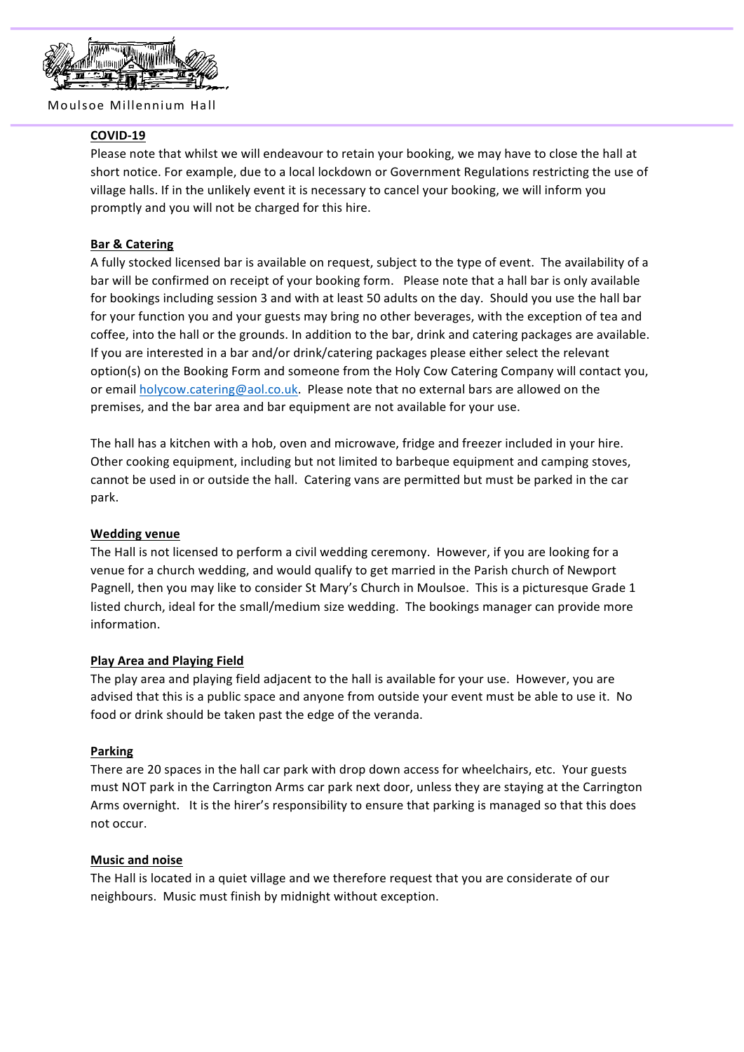## COVID-19

Please note that whilst we will endeavour to retain your booking, we may have to close the hall at short notice. For example, due to a local lockdown or Government Regulations restricting the use of village halls. If in the unlikely event it is necessary to cancel your booking, we will inform you promptly and you will not be charged for this hire.

## Bar & Catering

A fully stocked licensed bar is available on request, subject to the type of event. The availability of a bar will be confirmed on receipt of your booking form. Please note that a hall bar is only available for bookings including session 3 and with at least 50 adults on the day. Should you use the hall bar for your function you and your guests may bring no other beverages, with the exception of tea and coffee, into the hall or the grounds. In addition to the bar, drink and catering packages are available. If you are interested in a bar and/or drink/catering packages please either select the relevant option(s) on the Booking Form and someone from the Holy Cow Catering Company will contact you, or email holycow.catering@aol.co.uk. Please note that no external bars are allowed on the premises, and the bar area and bar equipment are not available for your use.

The hall has a kitchen with a hob, oven and microwave, fridge and freezer included in your hire. Other cooking equipment, including but not limited to barbeque equipment and camping stoves, cannot be used in or outside the hall. Catering vans are permitted but must be parked in the car park.

## Wedding venue

The Hall is not licensed to perform a civil wedding ceremony. However, if you are looking for a venue for a church wedding, and would qualify to get married in the Parish church of Newport Pagnell, then you may like to consider St Mary's Church in Moulsoe. This is a picturesque Grade 1 listed church, ideal for the small/medium size wedding. The bookings manager can provide more information.

## Play Area and Playing Field

The play area and playing field adjacent to the hall is available for your use. However, you are advised that this is a public space and anyone from outside your event must be able to use it. No food or drink should be taken past the edge of the veranda.

## Parking

There are 20 spaces in the hall car park with drop down access for wheelchairs, etc. Your guests must NOT park in the Carrington Arms car park next door, unless they are staying at the Carrington Arms overnight. It is the hirer's responsibility to ensure that parking is managed so that this does not occur.

## Music and noise

The Hall is located in a quiet village and we therefore request that you are considerate of our neighbours. Music must finish by midnight without exception.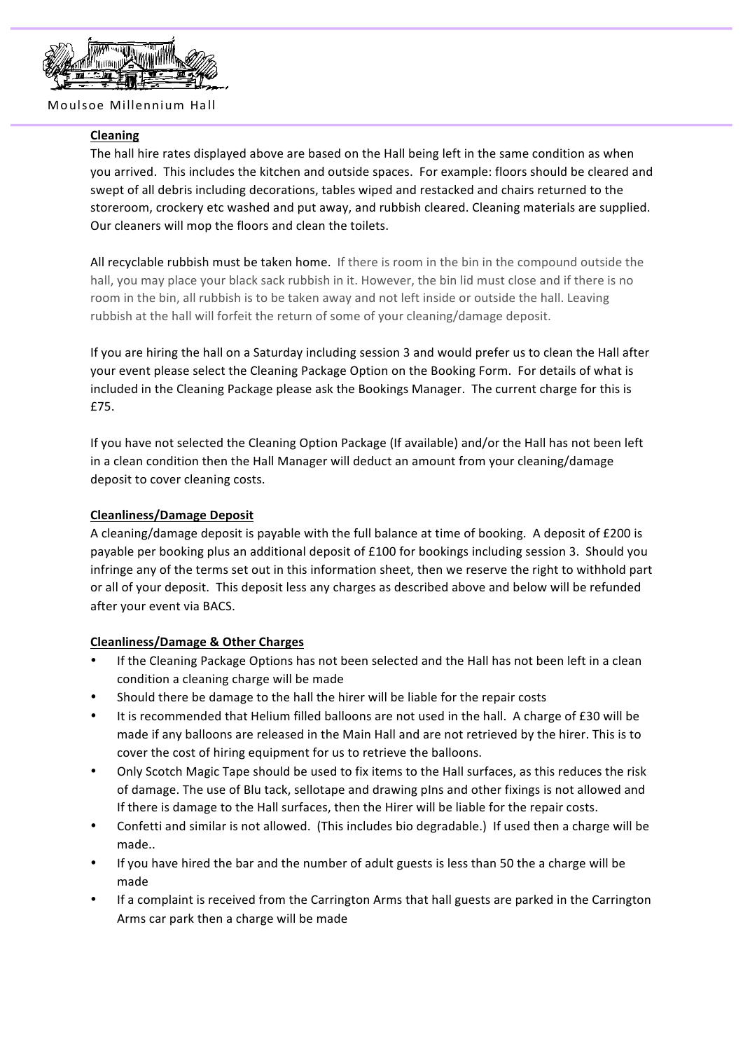## Cleaning

The hall hire rates displayed above are based on the Hall being left in the same condition as when you arrived. This includes the kitchen and outside spaces. For example: floors should be cleared and swept of all debris including decorations, tables wiped and restacked and chairs returned to the storeroom, crockery etc washed and put away, and rubbish cleared. Cleaning materials are supplied. Our cleaners will mop the floors and clean the toilets.

All recyclable rubbish must be taken home. If there is room in the bin in the compound outside the hall, you may place your black sack rubbish in it. However, the bin lid must close and if there is no room in the bin, all rubbish is to be taken away and not left inside or outside the hall. Leaving rubbish at the hall will forfeit the return of some of your cleaning/damage deposit.

If you are hiring the hall on a Saturday including session 3 and would prefer us to clean the Hall after your event please select the Cleaning Package Option on the Booking Form. For details of what is included in the Cleaning Package please ask the Bookings Manager. The current charge for this is £75.

If you have not selected the Cleaning Option Package (If available) and/or the Hall has not been left in a clean condition then the Hall Manager will deduct an amount from your cleaning/damage deposit to cover cleaning costs.

## Cleanliness/Damage Deposit

A cleaning/damage deposit is payable with the full balance at time of booking. A deposit of £200 is payable per booking plus an additional deposit of £100 for bookings including session 3. Should you infringe any of the terms set out in this information sheet, then we reserve the right to withhold part or all of your deposit. This deposit less any charges as described above and below will be refunded after your event via BACS.

## Cleanliness/Damage & Other Charges

- If the Cleaning Package Options has not been selected and the Hall has not been left in a clean condition a cleaning charge will be made
- Should there be damage to the hall the hirer will be liable for the repair costs
- It is recommended that Helium filled balloons are not used in the hall. A charge of £30 will be made if any balloons are released in the Main Hall and are not retrieved by the hirer. This is to cover the cost of hiring equipment for us to retrieve the balloons.
- Only Scotch Magic Tape should be used to fix items to the Hall surfaces, as this reduces the risk of damage. The use of Blu tack, sellotape and drawing pIns and other fixings is not allowed and If there is damage to the Hall surfaces, then the Hirer will be liable for the repair costs.
- Confetti and similar is not allowed. (This includes bio degradable.) If used then a charge will be made..
- If you have hired the bar and the number of adult guests is less than 50 the a charge will be made
- If a complaint is received from the Carrington Arms that hall guests are parked in the Carrington Arms car park then a charge will be made